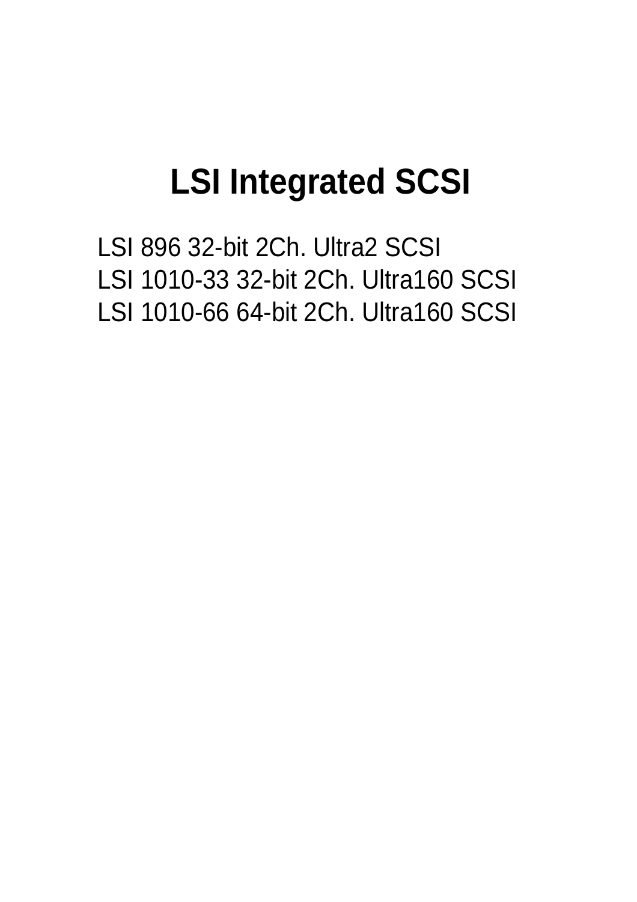# LSI Integrated SCSI

LSI 896 32-bit 2Ch. Ultra2 SCSI
LSI 1010-33 32-bit 2Ch. Ultra160 SCSI
LSI 1010-66 64-bit 2Ch. Ultra160 SCSI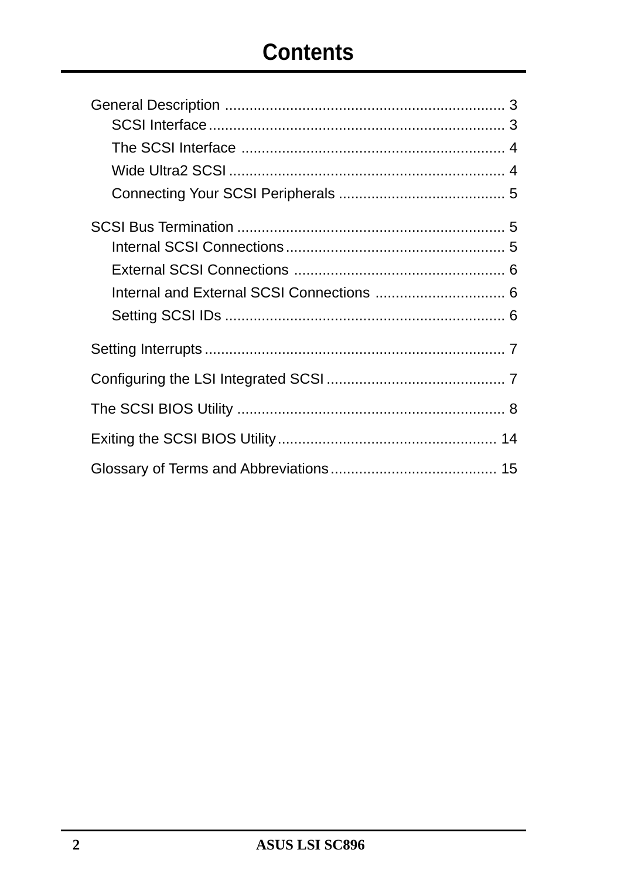# Contents

General Description ..................................................................... 3

- SCSI Interface ......................................................................... 3
- The SCSI Interface ................................................................. 4
- Wide Ultra2 SCSI .................................................................... 4
- Connecting Your SCSI Peripherals ......................................... 5

SCSI Bus Termination .................................................................. 5

- Internal SCSI Connections ...................................................... 5
- External SCSI Connections .................................................... 6
- Internal and External SCSI Connections ................................ 6
- Setting SCSI IDs ..................................................................... 6

Setting Interrupts .......................................................................... 7

Configuring the LSI Integrated SCSI ............................................ 7

The SCSI BIOS Utility .................................................................. 8

Exiting the SCSI BIOS Utility ...................................................... 14

Glossary of Terms and Abbreviations ......................................... 15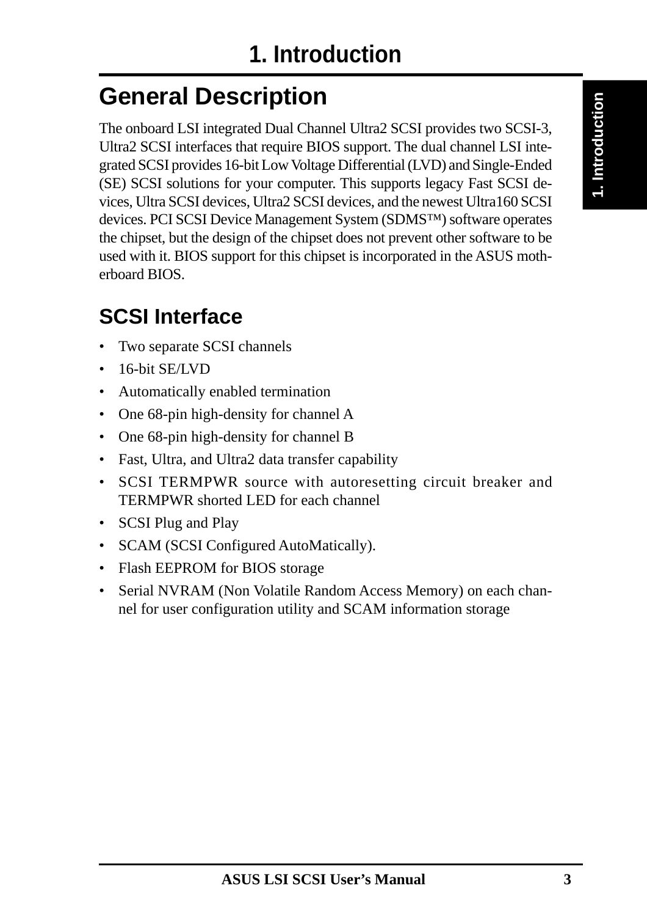# 1. Introduction

## General Description

The onboard LSI integrated Dual Channel Ultra2 SCSI provides two SCSI-3, Ultra2 SCSI interfaces that require BIOS support. The dual channel LSI integrated SCSI provides 16-bit Low Voltage Differential (LVD) and Single-Ended (SE) SCSI solutions for your computer. This supports legacy Fast SCSI devices, Ultra SCSI devices, Ultra2 SCSI devices, and the newest Ultra160 SCSI devices. PCI SCSI Device Management System (SDMS™) software operates the chipset, but the design of the chipset does not prevent other software to be used with it. BIOS support for this chipset is incorporated in the ASUS motherboard BIOS.

## SCSI Interface

- Two separate SCSI channels
- 16-bit SE/LVD
- Automatically enabled termination
- One 68-pin high-density for channel A
- One 68-pin high-density for channel B
- Fast, Ultra, and Ultra2 data transfer capability
- SCSI TERMPWR source with autoresetting circuit breaker and TERMPWR shorted LED for each channel
- SCSI Plug and Play
- SCAM (SCSI Configured AutoMatically).
- Flash EEPROM for BIOS storage
- Serial NVRAM (Non Volatile Random Access Memory) on each channel for user configuration utility and SCAM information storage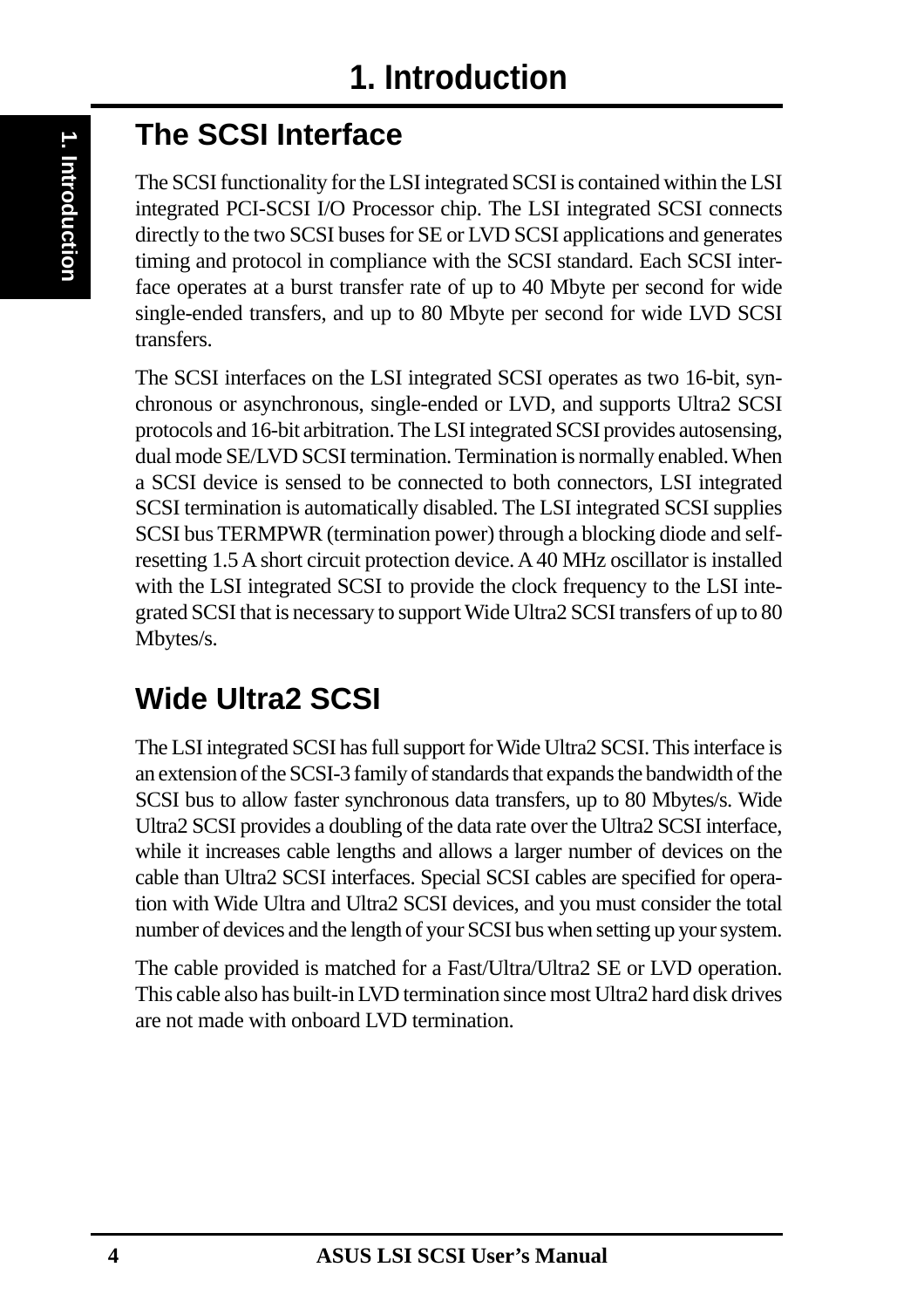## The SCSI Interface

The SCSI functionality for the LSI integrated SCSI is contained within the LSI integrated PCI-SCSI I/O Processor chip. The LSI integrated SCSI connects directly to the two SCSI buses for SE or LVD SCSI applications and generates timing and protocol in compliance with the SCSI standard. Each SCSI interface operates at a burst transfer rate of up to 40 Mbyte per second for wide single-ended transfers, and up to 80 Mbyte per second for wide LVD SCSI transfers.

The SCSI interfaces on the LSI integrated SCSI operates as two 16-bit, synchronous or asynchronous, single-ended or LVD, and supports Ultra2 SCSI protocols and 16-bit arbitration. The LSI integrated SCSI provides autosensing, dual mode SE/LVD SCSI termination. Termination is normally enabled. When a SCSI device is sensed to be connected to both connectors, LSI integrated SCSI termination is automatically disabled. The LSI integrated SCSI supplies SCSI bus TERMPWR (termination power) through a blocking diode and self-resetting 1.5 A short circuit protection device. A 40 MHz oscillator is installed with the LSI integrated SCSI to provide the clock frequency to the LSI integrated SCSI that is necessary to support Wide Ultra2 SCSI transfers of up to 80 Mbytes/s.

## Wide Ultra2 SCSI

The LSI integrated SCSI has full support for Wide Ultra2 SCSI. This interface is an extension of the SCSI-3 family of standards that expands the bandwidth of the SCSI bus to allow faster synchronous data transfers, up to 80 Mbytes/s. Wide Ultra2 SCSI provides a doubling of the data rate over the Ultra2 SCSI interface, while it increases cable lengths and allows a larger number of devices on the cable than Ultra2 SCSI interfaces. Special SCSI cables are specified for operation with Wide Ultra and Ultra2 SCSI devices, and you must consider the total number of devices and the length of your SCSI bus when setting up your system.

The cable provided is matched for a Fast/Ultra/Ultra2 SE or LVD operation. This cable also has built-in LVD termination since most Ultra2 hard disk drives are not made with onboard LVD termination.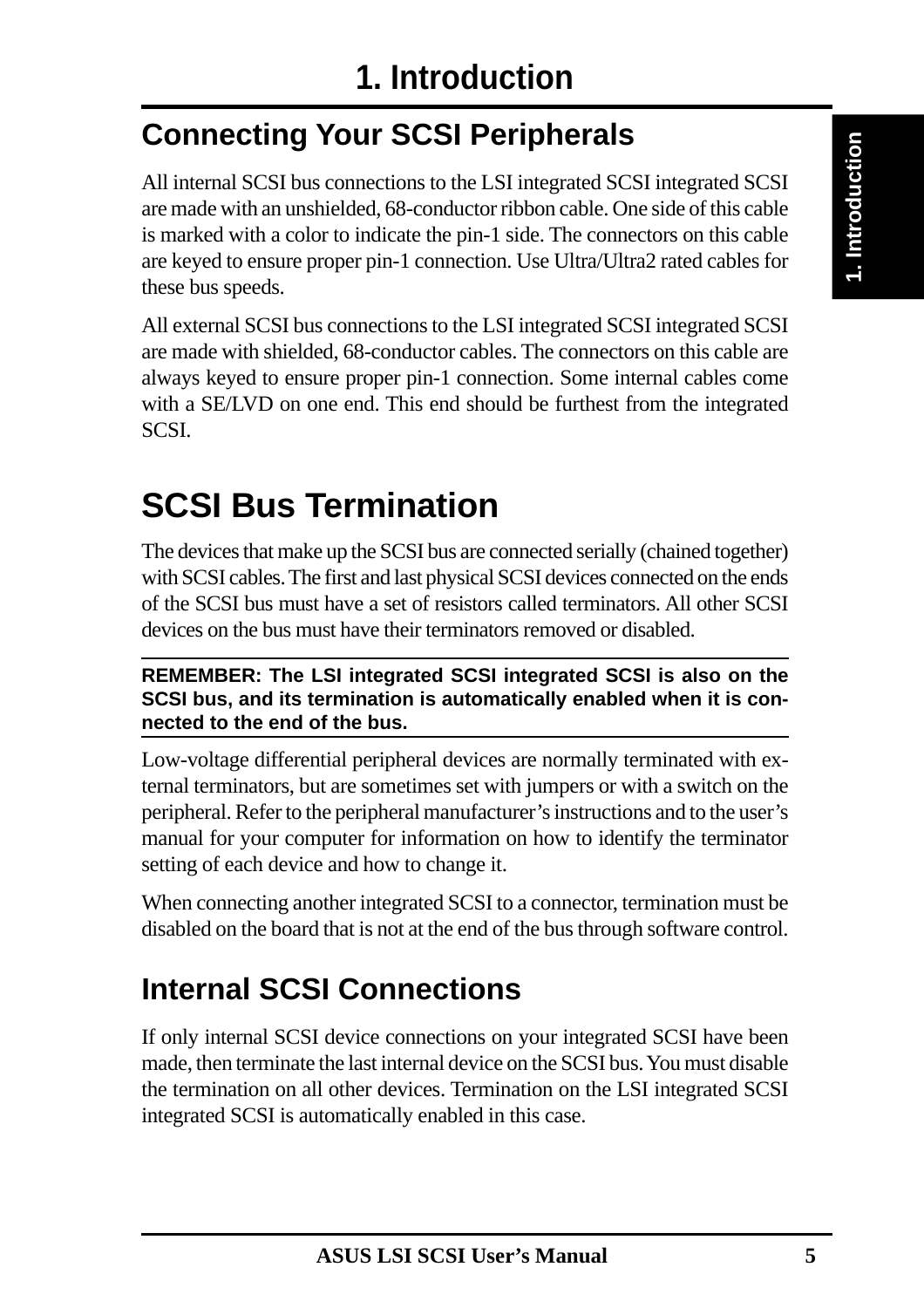## Connecting Your SCSI Peripherals

All internal SCSI bus connections to the LSI integrated SCSI integrated SCSI are made with an unshielded, 68-conductor ribbon cable. One side of this cable is marked with a color to indicate the pin-1 side. The connectors on this cable are keyed to ensure proper pin-1 connection. Use Ultra/Ultra2 rated cables for these bus speeds.

All external SCSI bus connections to the LSI integrated SCSI integrated SCSI are made with shielded, 68-conductor cables. The connectors on this cable are always keyed to ensure proper pin-1 connection. Some internal cables come with a SE/LVD on one end. This end should be furthest from the integrated SCSI.

# SCSI Bus Termination

The devices that make up the SCSI bus are connected serially (chained together) with SCSI cables. The first and last physical SCSI devices connected on the ends of the SCSI bus must have a set of resistors called terminators. All other SCSI devices on the bus must have their terminators removed or disabled.

**REMEMBER: The LSI integrated SCSI integrated SCSI is also on the SCSI bus, and its termination is automatically enabled when it is connected to the end of the bus.**

Low-voltage differential peripheral devices are normally terminated with external terminators, but are sometimes set with jumpers or with a switch on the peripheral. Refer to the peripheral manufacturer's instructions and to the user's manual for your computer for information on how to identify the terminator setting of each device and how to change it.

When connecting another integrated SCSI to a connector, termination must be disabled on the board that is not at the end of the bus through software control.

## Internal SCSI Connections

If only internal SCSI device connections on your integrated SCSI have been made, then terminate the last internal device on the SCSI bus. You must disable the termination on all other devices. Termination on the LSI integrated SCSI integrated SCSI is automatically enabled in this case.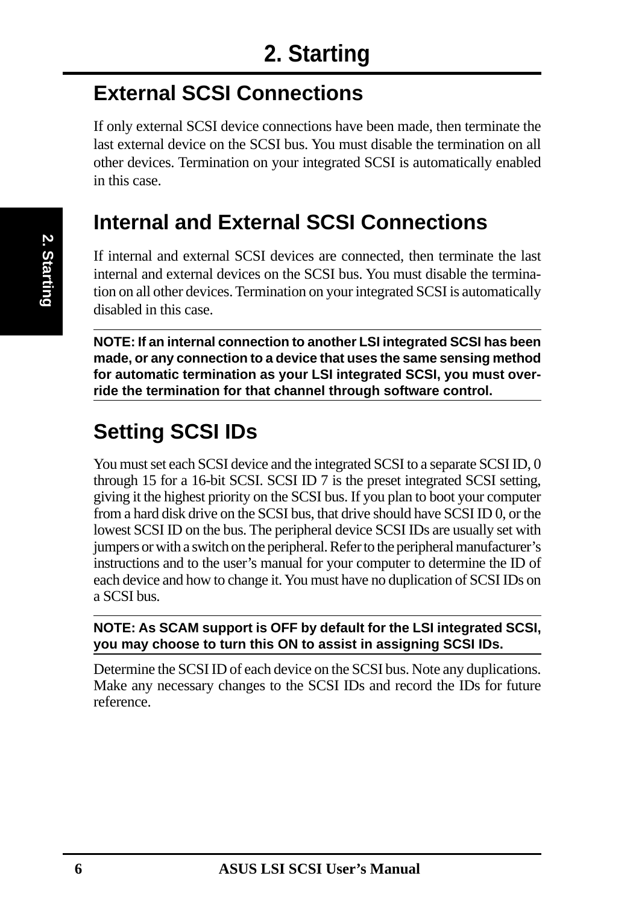## External SCSI Connections

If only external SCSI device connections have been made, then terminate the last external device on the SCSI bus. You must disable the termination on all other devices. Termination on your integrated SCSI is automatically enabled in this case.

## Internal and External SCSI Connections

If internal and external SCSI devices are connected, then terminate the last internal and external devices on the SCSI bus. You must disable the termination on all other devices. Termination on your integrated SCSI is automatically disabled in this case.

**NOTE: If an internal connection to another LSI integrated SCSI has been made, or any connection to a device that uses the same sensing method for automatic termination as your LSI integrated SCSI, you must override the termination for that channel through software control.**

## Setting SCSI IDs

You must set each SCSI device and the integrated SCSI to a separate SCSI ID, 0 through 15 for a 16-bit SCSI. SCSI ID 7 is the preset integrated SCSI setting, giving it the highest priority on the SCSI bus. If you plan to boot your computer from a hard disk drive on the SCSI bus, that drive should have SCSI ID 0, or the lowest SCSI ID on the bus. The peripheral device SCSI IDs are usually set with jumpers or with a switch on the peripheral. Refer to the peripheral manufacturer's instructions and to the user's manual for your computer to determine the ID of each device and how to change it. You must have no duplication of SCSI IDs on a SCSI bus.

**NOTE: As SCAM support is OFF by default for the LSI integrated SCSI, you may choose to turn this ON to assist in assigning SCSI IDs.**

Determine the SCSI ID of each device on the SCSI bus. Note any duplications. Make any necessary changes to the SCSI IDs and record the IDs for future reference.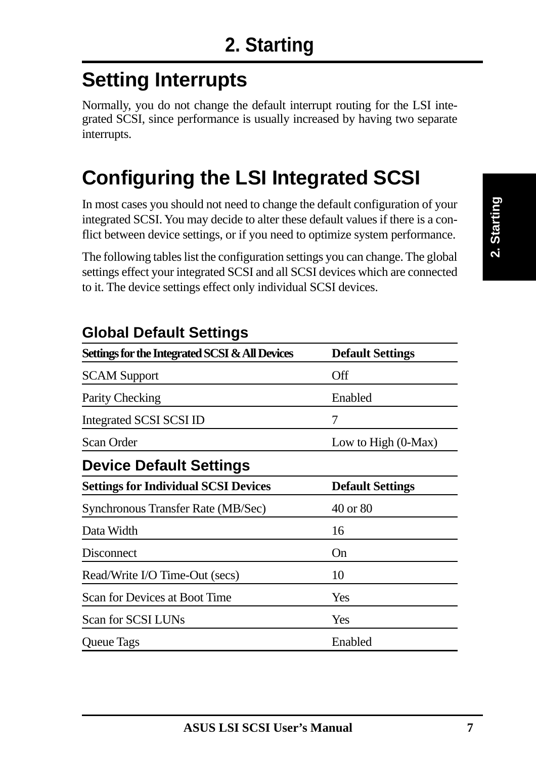# Setting Interrupts

Normally, you do not change the default interrupt routing for the LSI integrated SCSI, since performance is usually increased by having two separate interrupts.

# Configuring the LSI Integrated SCSI

In most cases you should not need to change the default configuration of your integrated SCSI. You may decide to alter these default values if there is a conflict between device settings, or if you need to optimize system performance.

The following tables list the configuration settings you can change. The global settings effect your integrated SCSI and all SCSI devices which are connected to it. The device settings effect only individual SCSI devices.

## Global Default Settings

| Settings for the Integrated SCSI & All Devices | Default Settings |
|---|---|
| SCAM Support | Off |
| Parity Checking | Enabled |
| Integrated SCSI SCSI ID | 7 |
| Scan Order | Low to High (0-Max) |

## Device Default Settings

| Settings for Individual SCSI Devices | Default Settings |
|---|---|
| Synchronous Transfer Rate (MB/Sec) | 40 or 80 |
| Data Width | 16 |
| Disconnect | On |
| Read/Write I/O Time-Out (secs) | 10 |
| Scan for Devices at Boot Time | Yes |
| Scan for SCSI LUNs | Yes |
| Queue Tags | Enabled |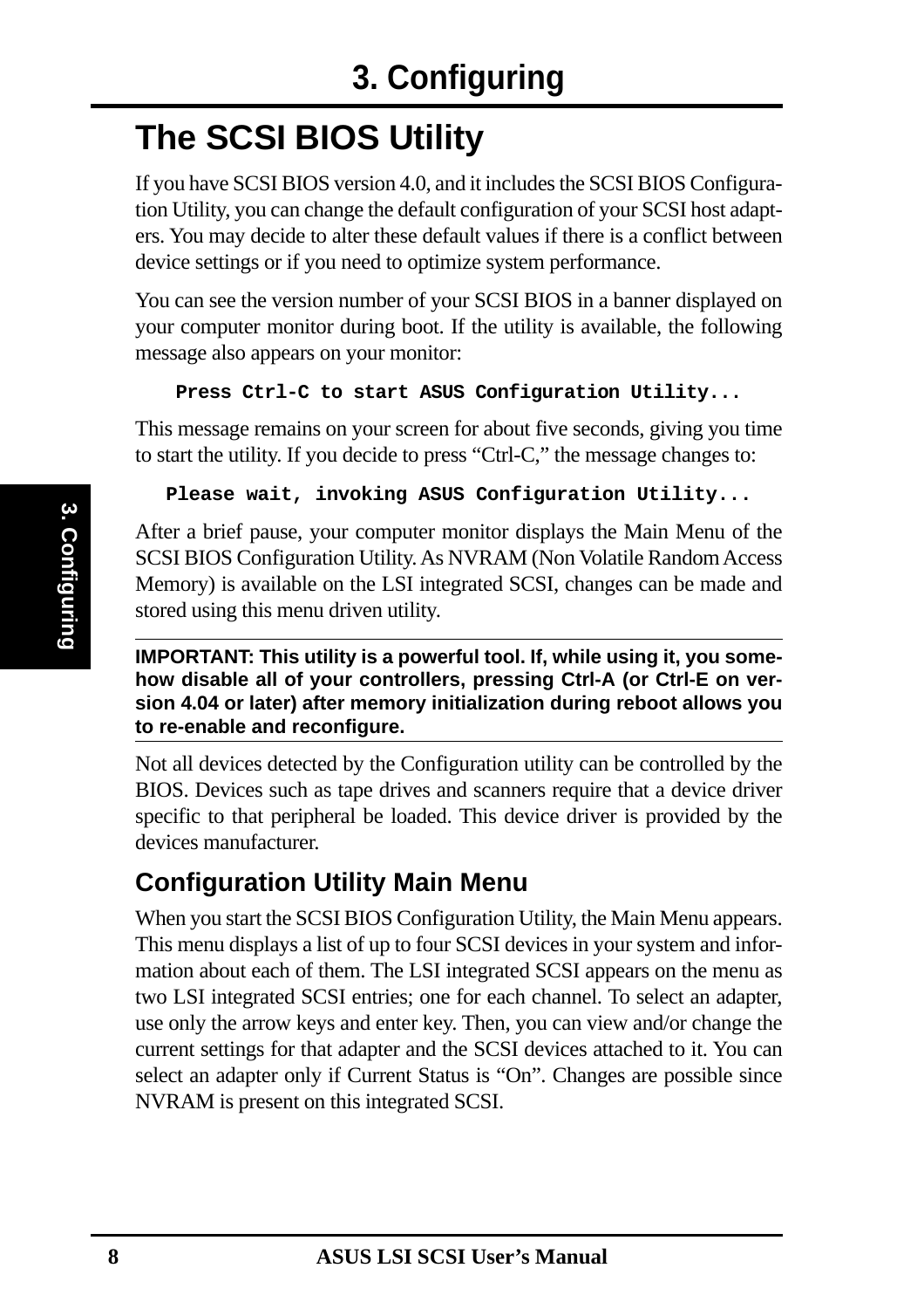## The SCSI BIOS Utility

If you have SCSI BIOS version 4.0, and it includes the SCSI BIOS Configuration Utility, you can change the default configuration of your SCSI host adapters. You may decide to alter these default values if there is a conflict between device settings or if you need to optimize system performance.

You can see the version number of your SCSI BIOS in a banner displayed on your computer monitor during boot. If the utility is available, the following message also appears on your monitor:

```
Press Ctrl-C to start ASUS Configuration Utility...
```

This message remains on your screen for about five seconds, giving you time to start the utility. If you decide to press "Ctrl-C," the message changes to:

```
Please wait, invoking ASUS Configuration Utility...
```

After a brief pause, your computer monitor displays the Main Menu of the SCSI BIOS Configuration Utility. As NVRAM (Non Volatile Random Access Memory) is available on the LSI integrated SCSI, changes can be made and stored using this menu driven utility.

**IMPORTANT: This utility is a powerful tool. If, while using it, you somehow disable all of your controllers, pressing Ctrl-A (or Ctrl-E on version 4.04 or later) after memory initialization during reboot allows you to re-enable and reconfigure.**

Not all devices detected by the Configuration utility can be controlled by the BIOS. Devices such as tape drives and scanners require that a device driver specific to that peripheral be loaded. This device driver is provided by the devices manufacturer.

### Configuration Utility Main Menu

When you start the SCSI BIOS Configuration Utility, the Main Menu appears. This menu displays a list of up to four SCSI devices in your system and information about each of them. The LSI integrated SCSI appears on the menu as two LSI integrated SCSI entries; one for each channel. To select an adapter, use only the arrow keys and enter key. Then, you can view and/or change the current settings for that adapter and the SCSI devices attached to it. You can select an adapter only if Current Status is "On". Changes are possible since NVRAM is present on this integrated SCSI.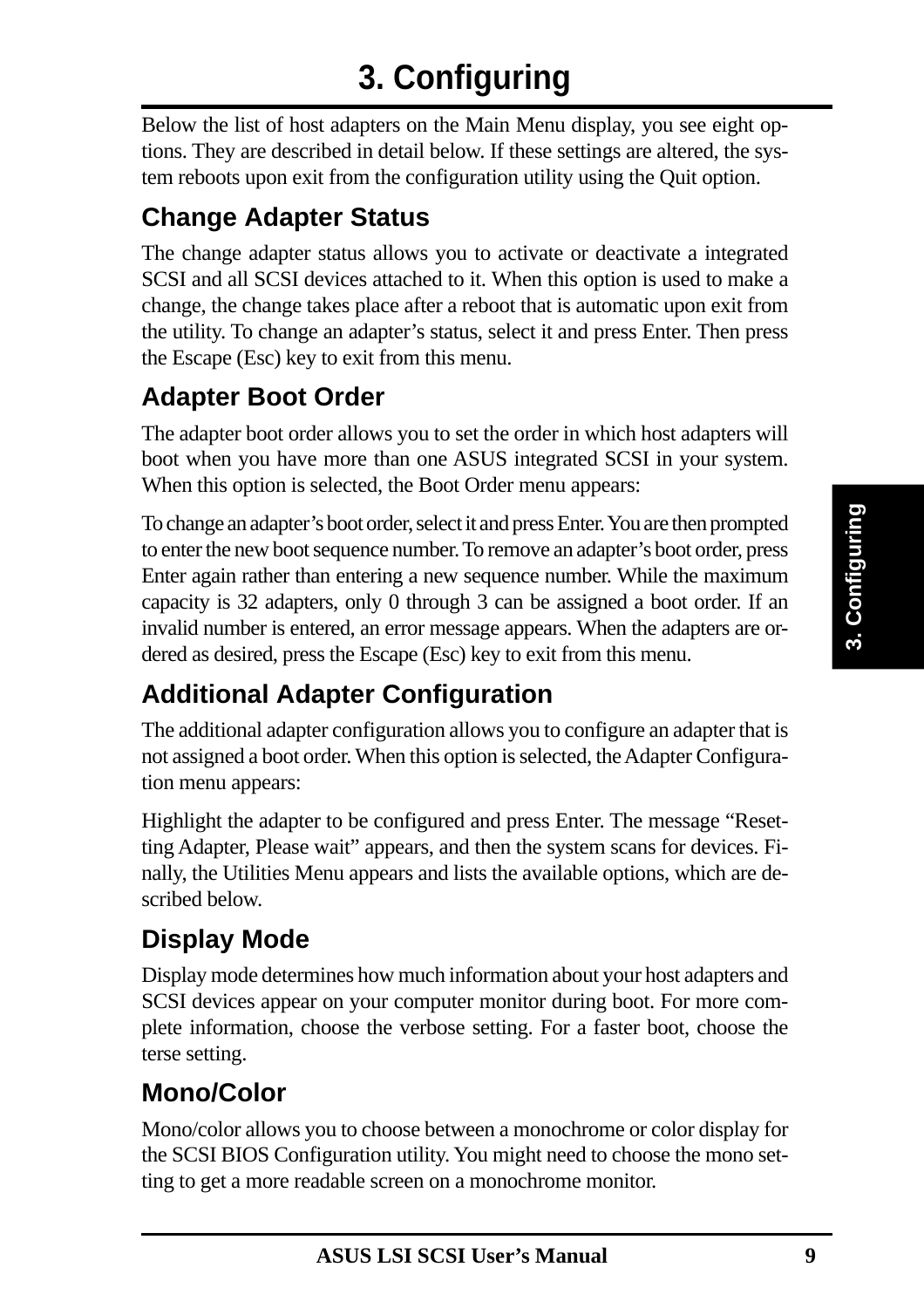# 3. Configuring

Below the list of host adapters on the Main Menu display, you see eight options. They are described in detail below. If these settings are altered, the system reboots upon exit from the configuration utility using the Quit option.

## Change Adapter Status

The change adapter status allows you to activate or deactivate a integrated SCSI and all SCSI devices attached to it. When this option is used to make a change, the change takes place after a reboot that is automatic upon exit from the utility. To change an adapter's status, select it and press Enter. Then press the Escape (Esc) key to exit from this menu.

## Adapter Boot Order

The adapter boot order allows you to set the order in which host adapters will boot when you have more than one ASUS integrated SCSI in your system. When this option is selected, the Boot Order menu appears:

To change an adapter's boot order, select it and press Enter. You are then prompted to enter the new boot sequence number. To remove an adapter's boot order, press Enter again rather than entering a new sequence number. While the maximum capacity is 32 adapters, only 0 through 3 can be assigned a boot order. If an invalid number is entered, an error message appears. When the adapters are ordered as desired, press the Escape (Esc) key to exit from this menu.

## Additional Adapter Configuration

The additional adapter configuration allows you to configure an adapter that is not assigned a boot order. When this option is selected, the Adapter Configuration menu appears:

Highlight the adapter to be configured and press Enter. The message "Resetting Adapter, Please wait" appears, and then the system scans for devices. Finally, the Utilities Menu appears and lists the available options, which are described below.

## Display Mode

Display mode determines how much information about your host adapters and SCSI devices appear on your computer monitor during boot. For more complete information, choose the verbose setting. For a faster boot, choose the terse setting.

## Mono/Color

Mono/color allows you to choose between a monochrome or color display for the SCSI BIOS Configuration utility. You might need to choose the mono setting to get a more readable screen on a monochrome monitor.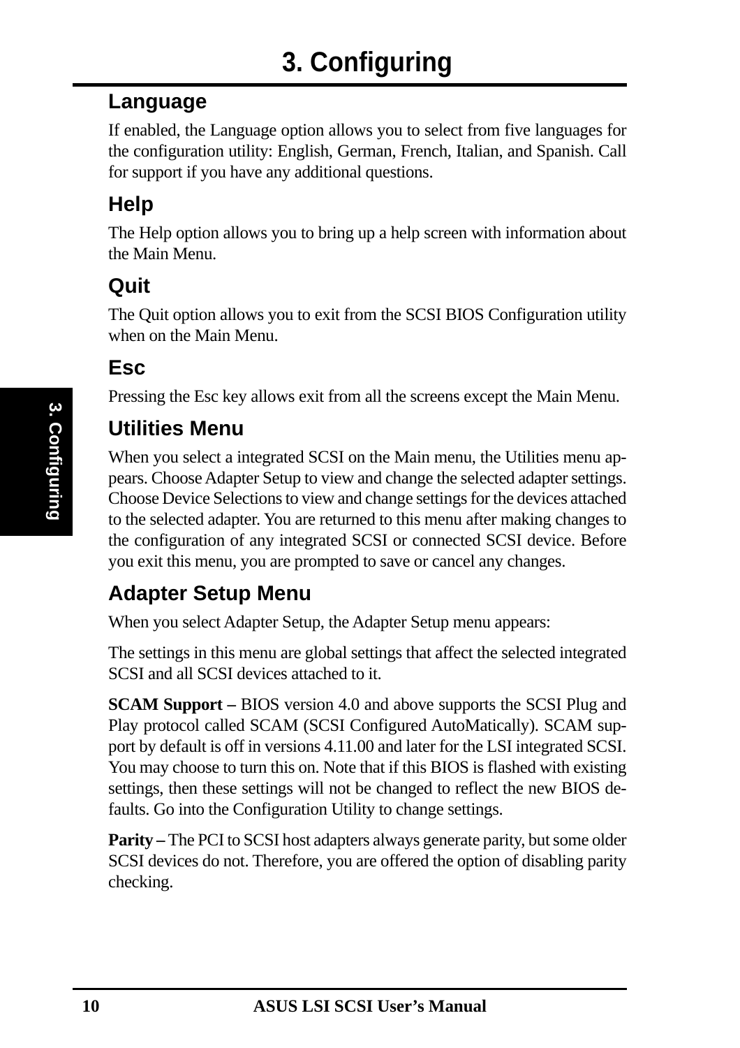## Language

If enabled, the Language option allows you to select from five languages for the configuration utility: English, German, French, Italian, and Spanish. Call for support if you have any additional questions.

## Help

The Help option allows you to bring up a help screen with information about the Main Menu.

## Quit

The Quit option allows you to exit from the SCSI BIOS Configuration utility when on the Main Menu.

## Esc

Pressing the Esc key allows exit from all the screens except the Main Menu.

## Utilities Menu

When you select a integrated SCSI on the Main menu, the Utilities menu appears. Choose Adapter Setup to view and change the selected adapter settings. Choose Device Selections to view and change settings for the devices attached to the selected adapter. You are returned to this menu after making changes to the configuration of any integrated SCSI or connected SCSI device. Before you exit this menu, you are prompted to save or cancel any changes.

## Adapter Setup Menu

When you select Adapter Setup, the Adapter Setup menu appears:

The settings in this menu are global settings that affect the selected integrated SCSI and all SCSI devices attached to it.

**SCAM Support –** BIOS version 4.0 and above supports the SCSI Plug and Play protocol called SCAM (SCSI Configured AutoMatically). SCAM support by default is off in versions 4.11.00 and later for the LSI integrated SCSI. You may choose to turn this on. Note that if this BIOS is flashed with existing settings, then these settings will not be changed to reflect the new BIOS defaults. Go into the Configuration Utility to change settings.

**Parity –** The PCI to SCSI host adapters always generate parity, but some older SCSI devices do not. Therefore, you are offered the option of disabling parity checking.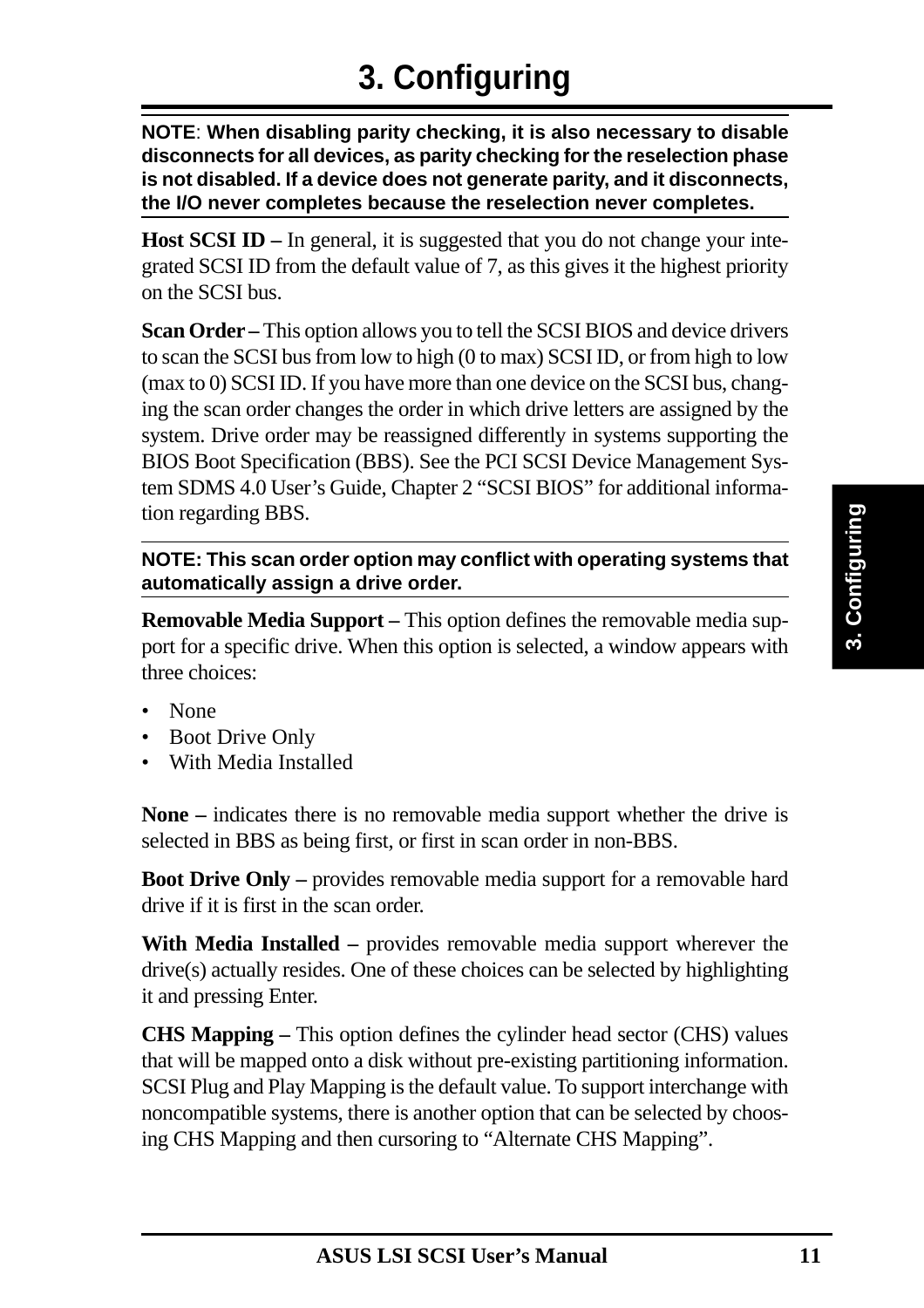**NOTE**: **When disabling parity checking, it is also necessary to disable disconnects for all devices, as parity checking for the reselection phase is not disabled. If a device does not generate parity, and it disconnects, the I/O never completes because the reselection never completes.**

**Host SCSI ID –** In general, it is suggested that you do not change your integrated SCSI ID from the default value of 7, as this gives it the highest priority on the SCSI bus.

**Scan Order –** This option allows you to tell the SCSI BIOS and device drivers to scan the SCSI bus from low to high (0 to max) SCSI ID, or from high to low (max to 0) SCSI ID. If you have more than one device on the SCSI bus, changing the scan order changes the order in which drive letters are assigned by the system. Drive order may be reassigned differently in systems supporting the BIOS Boot Specification (BBS). See the PCI SCSI Device Management System SDMS 4.0 User's Guide, Chapter 2 "SCSI BIOS" for additional information regarding BBS.

**NOTE: This scan order option may conflict with operating systems that automatically assign a drive order.**

**Removable Media Support –** This option defines the removable media support for a specific drive. When this option is selected, a window appears with three choices:

- None
- Boot Drive Only
- With Media Installed

**None –** indicates there is no removable media support whether the drive is selected in BBS as being first, or first in scan order in non-BBS.

**Boot Drive Only –** provides removable media support for a removable hard drive if it is first in the scan order.

**With Media Installed –** provides removable media support wherever the drive(s) actually resides. One of these choices can be selected by highlighting it and pressing Enter.

**CHS Mapping –** This option defines the cylinder head sector (CHS) values that will be mapped onto a disk without pre-existing partitioning information. SCSI Plug and Play Mapping is the default value. To support interchange with noncompatible systems, there is another option that can be selected by choosing CHS Mapping and then cursoring to "Alternate CHS Mapping".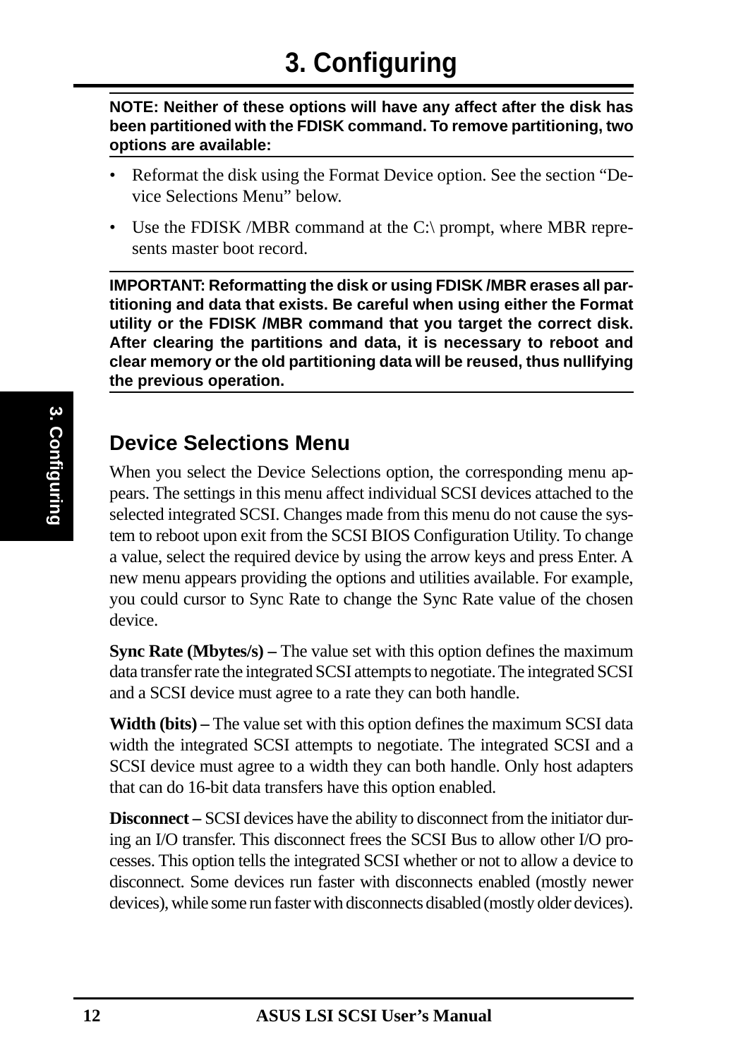**NOTE: Neither of these options will have any affect after the disk has been partitioned with the FDISK command. To remove partitioning, two options are available:**

- Reformat the disk using the Format Device option. See the section "Device Selections Menu" below.
- Use the FDISK /MBR command at the C:\ prompt, where MBR represents master boot record.

**IMPORTANT: Reformatting the disk or using FDISK /MBR erases all partitioning and data that exists. Be careful when using either the Format utility or the FDISK /MBR command that you target the correct disk. After clearing the partitions and data, it is necessary to reboot and clear memory or the old partitioning data will be reused, thus nullifying the previous operation.**

## Device Selections Menu

When you select the Device Selections option, the corresponding menu appears. The settings in this menu affect individual SCSI devices attached to the selected integrated SCSI. Changes made from this menu do not cause the system to reboot upon exit from the SCSI BIOS Configuration Utility. To change a value, select the required device by using the arrow keys and press Enter. A new menu appears providing the options and utilities available. For example, you could cursor to Sync Rate to change the Sync Rate value of the chosen device.

**Sync Rate (Mbytes/s) –** The value set with this option defines the maximum data transfer rate the integrated SCSI attempts to negotiate. The integrated SCSI and a SCSI device must agree to a rate they can both handle.

**Width (bits) –** The value set with this option defines the maximum SCSI data width the integrated SCSI attempts to negotiate. The integrated SCSI and a SCSI device must agree to a width they can both handle. Only host adapters that can do 16-bit data transfers have this option enabled.

**Disconnect –** SCSI devices have the ability to disconnect from the initiator during an I/O transfer. This disconnect frees the SCSI Bus to allow other I/O processes. This option tells the integrated SCSI whether or not to allow a device to disconnect. Some devices run faster with disconnects enabled (mostly newer devices), while some run faster with disconnects disabled (mostly older devices).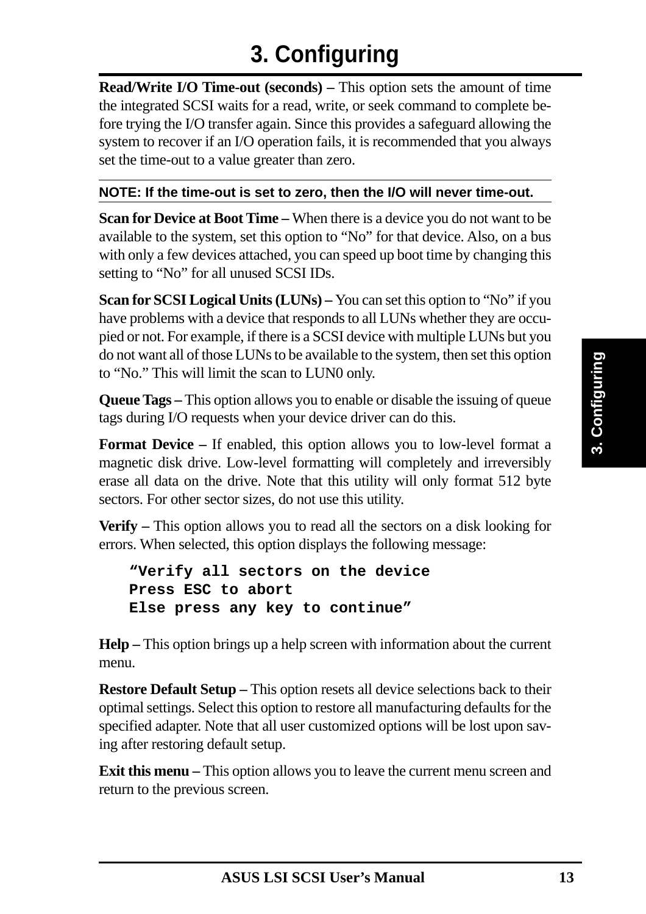# 3. Configuring

**Read/Write I/O Time-out (seconds) –** This option sets the amount of time the integrated SCSI waits for a read, write, or seek command to complete before trying the I/O transfer again. Since this provides a safeguard allowing the system to recover if an I/O operation fails, it is recommended that you always set the time-out to a value greater than zero.

**NOTE: If the time-out is set to zero, then the I/O will never time-out.**

**Scan for Device at Boot Time –** When there is a device you do not want to be available to the system, set this option to "No" for that device. Also, on a bus with only a few devices attached, you can speed up boot time by changing this setting to "No" for all unused SCSI IDs.

**Scan for SCSI Logical Units (LUNs) –** You can set this option to "No" if you have problems with a device that responds to all LUNs whether they are occupied or not. For example, if there is a SCSI device with multiple LUNs but you do not want all of those LUNs to be available to the system, then set this option to "No." This will limit the scan to LUN0 only.

**Queue Tags –** This option allows you to enable or disable the issuing of queue tags during I/O requests when your device driver can do this.

**Format Device –** If enabled, this option allows you to low-level format a magnetic disk drive. Low-level formatting will completely and irreversibly erase all data on the drive. Note that this utility will only format 512 byte sectors. For other sector sizes, do not use this utility.

**Verify –** This option allows you to read all the sectors on a disk looking for errors. When selected, this option displays the following message:

```
"Verify all sectors on the device
Press ESC to abort
Else press any key to continue"
```

**Help –** This option brings up a help screen with information about the current menu.

**Restore Default Setup –** This option resets all device selections back to their optimal settings. Select this option to restore all manufacturing defaults for the specified adapter. Note that all user customized options will be lost upon saving after restoring default setup.

**Exit this menu –** This option allows you to leave the current menu screen and return to the previous screen.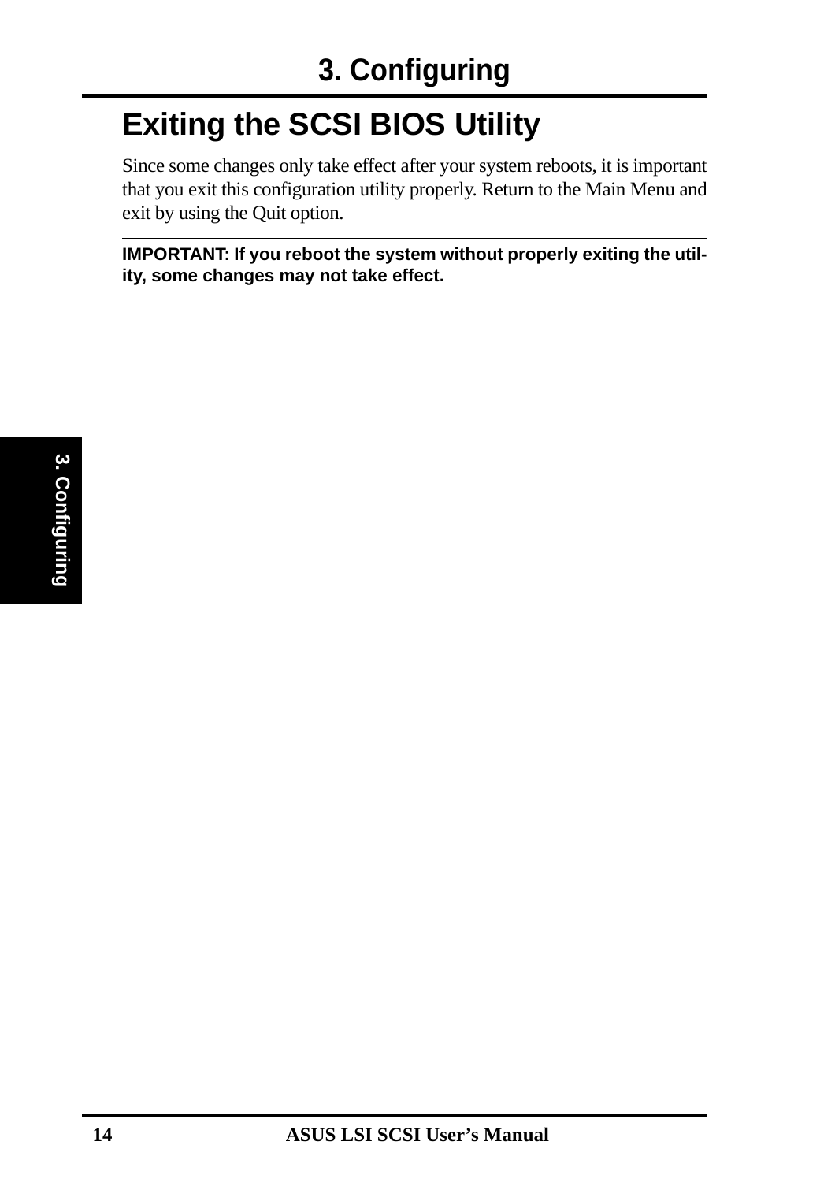# Exiting the SCSI BIOS Utility

Since some changes only take effect after your system reboots, it is important that you exit this configuration utility properly. Return to the Main Menu and exit by using the Quit option.

---

**IMPORTANT: If you reboot the system without properly exiting the utility, some changes may not take effect.**

---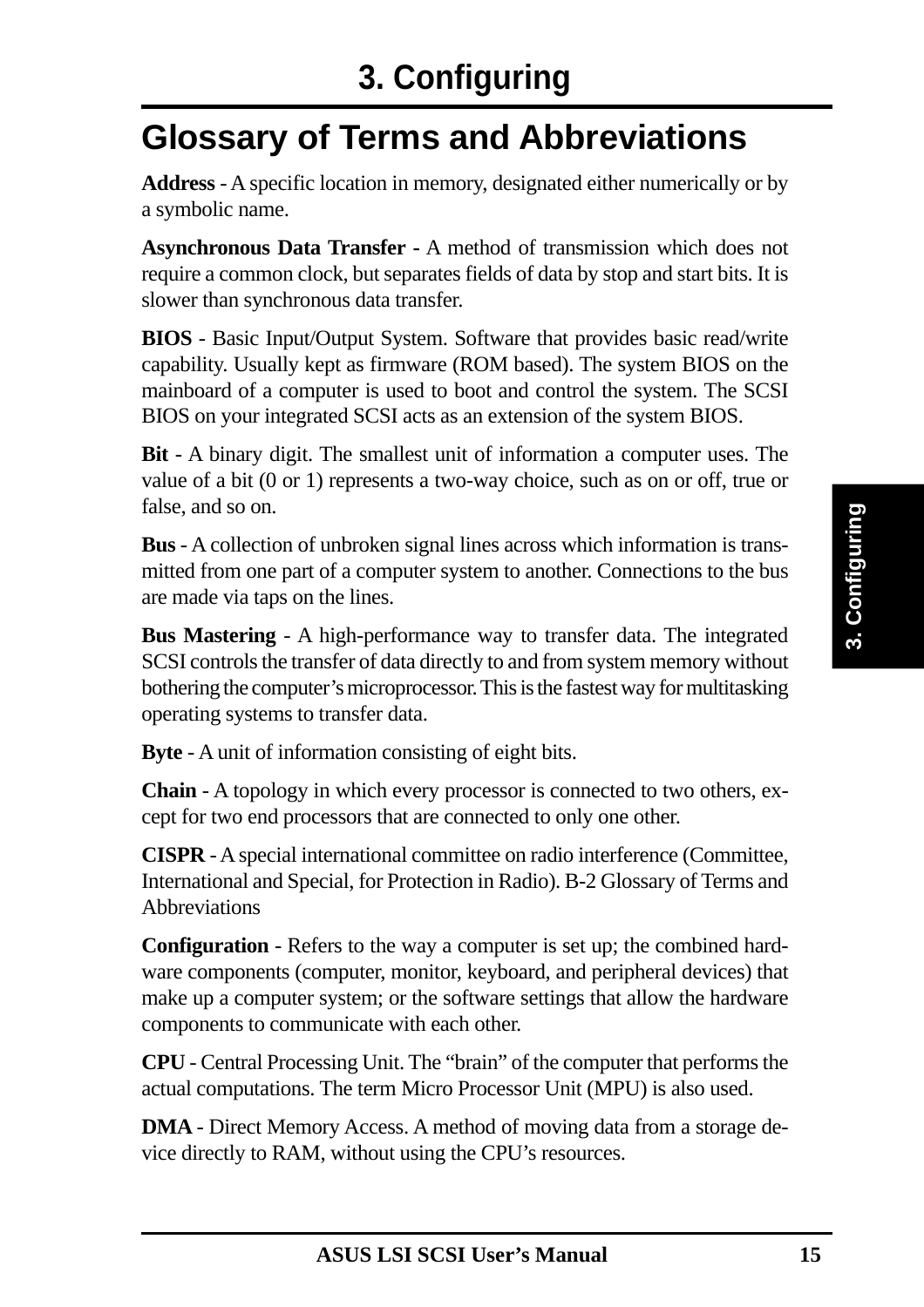# 3. Configuring

## Glossary of Terms and Abbreviations

**Address** - A specific location in memory, designated either numerically or by a symbolic name.

**Asynchronous Data Transfer** - A method of transmission which does not require a common clock, but separates fields of data by stop and start bits. It is slower than synchronous data transfer.

**BIOS** - Basic Input/Output System. Software that provides basic read/write capability. Usually kept as firmware (ROM based). The system BIOS on the mainboard of a computer is used to boot and control the system. The SCSI BIOS on your integrated SCSI acts as an extension of the system BIOS.

**Bit** - A binary digit. The smallest unit of information a computer uses. The value of a bit (0 or 1) represents a two-way choice, such as on or off, true or false, and so on.

**Bus** - A collection of unbroken signal lines across which information is transmitted from one part of a computer system to another. Connections to the bus are made via taps on the lines.

**Bus Mastering** - A high-performance way to transfer data. The integrated SCSI controls the transfer of data directly to and from system memory without bothering the computer's microprocessor. This is the fastest way for multitasking operating systems to transfer data.

**Byte** - A unit of information consisting of eight bits.

**Chain** - A topology in which every processor is connected to two others, except for two end processors that are connected to only one other.

**CISPR** - A special international committee on radio interference (Committee, International and Special, for Protection in Radio). B-2 Glossary of Terms and Abbreviations

**Configuration** - Refers to the way a computer is set up; the combined hardware components (computer, monitor, keyboard, and peripheral devices) that make up a computer system; or the software settings that allow the hardware components to communicate with each other.

**CPU** - Central Processing Unit. The "brain" of the computer that performs the actual computations. The term Micro Processor Unit (MPU) is also used.

**DMA** - Direct Memory Access. A method of moving data from a storage device directly to RAM, without using the CPU's resources.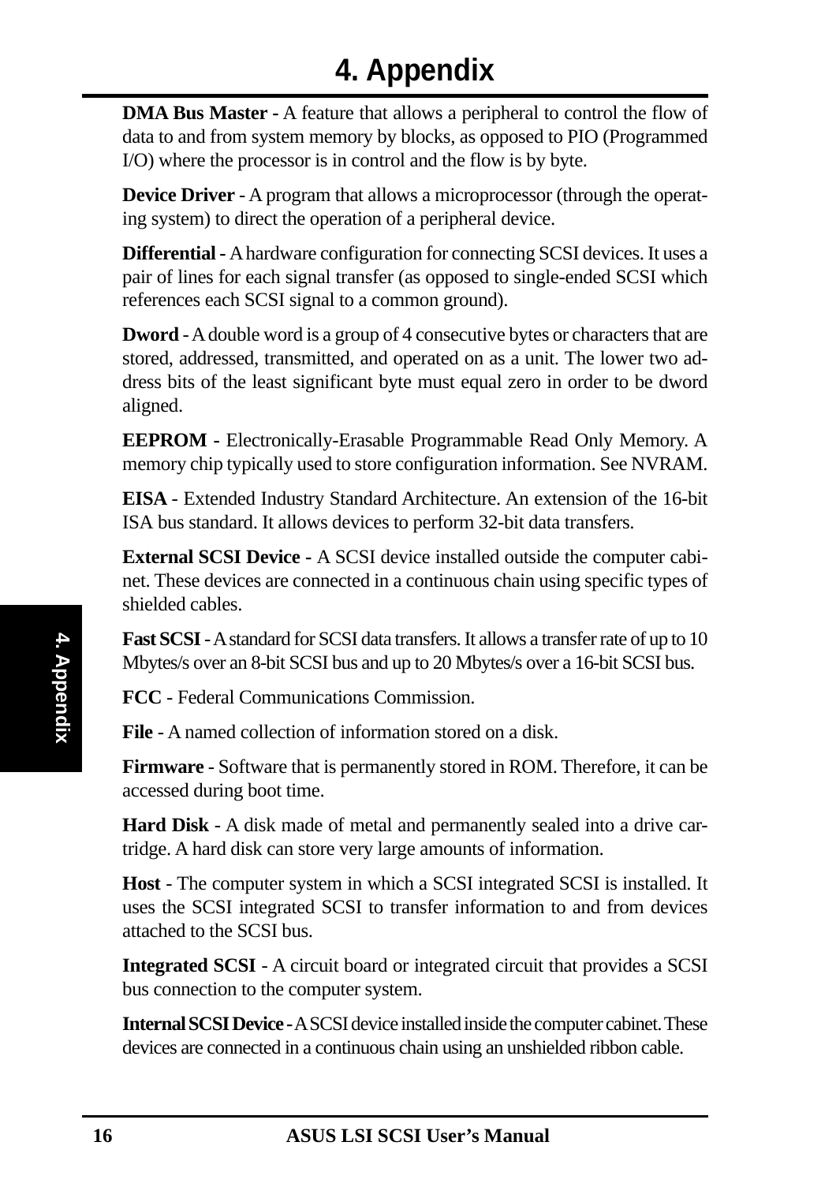# 4. Appendix

**DMA Bus Master -** A feature that allows a peripheral to control the flow of data to and from system memory by blocks, as opposed to PIO (Programmed I/O) where the processor is in control and the flow is by byte.

**Device Driver** - A program that allows a microprocessor (through the operating system) to direct the operation of a peripheral device.

**Differential** - A hardware configuration for connecting SCSI devices. It uses a pair of lines for each signal transfer (as opposed to single-ended SCSI which references each SCSI signal to a common ground).

**Dword** - A double word is a group of 4 consecutive bytes or characters that are stored, addressed, transmitted, and operated on as a unit. The lower two address bits of the least significant byte must equal zero in order to be dword aligned.

**EEPROM -** Electronically-Erasable Programmable Read Only Memory. A memory chip typically used to store configuration information. See NVRAM.

**EISA** - Extended Industry Standard Architecture. An extension of the 16-bit ISA bus standard. It allows devices to perform 32-bit data transfers.

**External SCSI Device -** A SCSI device installed outside the computer cabinet. These devices are connected in a continuous chain using specific types of shielded cables.

**Fast SCSI** - A standard for SCSI data transfers. It allows a transfer rate of up to 10 Mbytes/s over an 8-bit SCSI bus and up to 20 Mbytes/s over a 16-bit SCSI bus.

**FCC** - Federal Communications Commission.

**File** - A named collection of information stored on a disk.

**Firmware** - Software that is permanently stored in ROM. Therefore, it can be accessed during boot time.

**Hard Disk** - A disk made of metal and permanently sealed into a drive cartridge. A hard disk can store very large amounts of information.

**Host** - The computer system in which a SCSI integrated SCSI is installed. It uses the SCSI integrated SCSI to transfer information to and from devices attached to the SCSI bus.

**Integrated SCSI** - A circuit board or integrated circuit that provides a SCSI bus connection to the computer system.

**Internal SCSI Device -** A SCSI device installed inside the computer cabinet. These devices are connected in a continuous chain using an unshielded ribbon cable.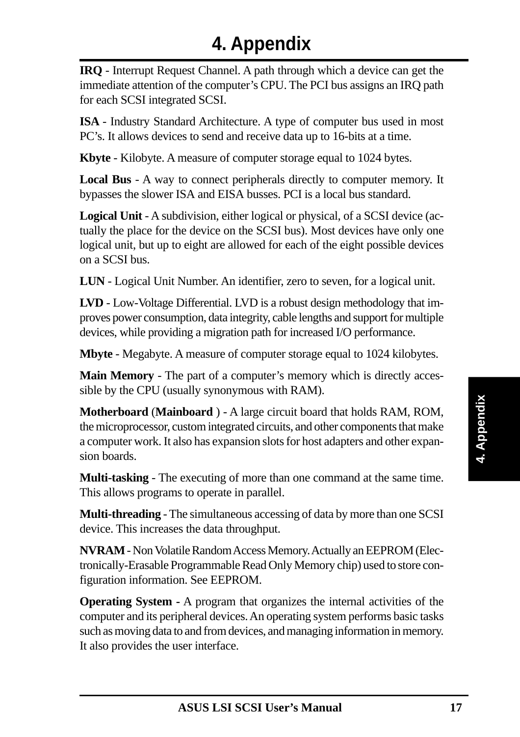# 4. Appendix

**IRQ** - Interrupt Request Channel. A path through which a device can get the immediate attention of the computer's CPU. The PCI bus assigns an IRQ path for each SCSI integrated SCSI.

**ISA** - Industry Standard Architecture. A type of computer bus used in most PC's. It allows devices to send and receive data up to 16-bits at a time.

**Kbyte** - Kilobyte. A measure of computer storage equal to 1024 bytes.

**Local Bus** - A way to connect peripherals directly to computer memory. It bypasses the slower ISA and EISA busses. PCI is a local bus standard.

**Logical Unit** - A subdivision, either logical or physical, of a SCSI device (actually the place for the device on the SCSI bus). Most devices have only one logical unit, but up to eight are allowed for each of the eight possible devices on a SCSI bus.

**LUN** - Logical Unit Number. An identifier, zero to seven, for a logical unit.

**LVD** - Low-Voltage Differential. LVD is a robust design methodology that improves power consumption, data integrity, cable lengths and support for multiple devices, while providing a migration path for increased I/O performance.

**Mbyte** - Megabyte. A measure of computer storage equal to 1024 kilobytes.

**Main Memory** - The part of a computer's memory which is directly accessible by the CPU (usually synonymous with RAM).

**Motherboard** (**Mainboard** ) - A large circuit board that holds RAM, ROM, the microprocessor, custom integrated circuits, and other components that make a computer work. It also has expansion slots for host adapters and other expansion boards.

**Multi-tasking** - The executing of more than one command at the same time. This allows programs to operate in parallel.

**Multi-threading** - The simultaneous accessing of data by more than one SCSI device. This increases the data throughput.

**NVRAM** - Non Volatile Random Access Memory. Actually an EEPROM (Electronically-Erasable Programmable Read Only Memory chip) used to store configuration information. See EEPROM.

**Operating System** - A program that organizes the internal activities of the computer and its peripheral devices. An operating system performs basic tasks such as moving data to and from devices, and managing information in memory. It also provides the user interface.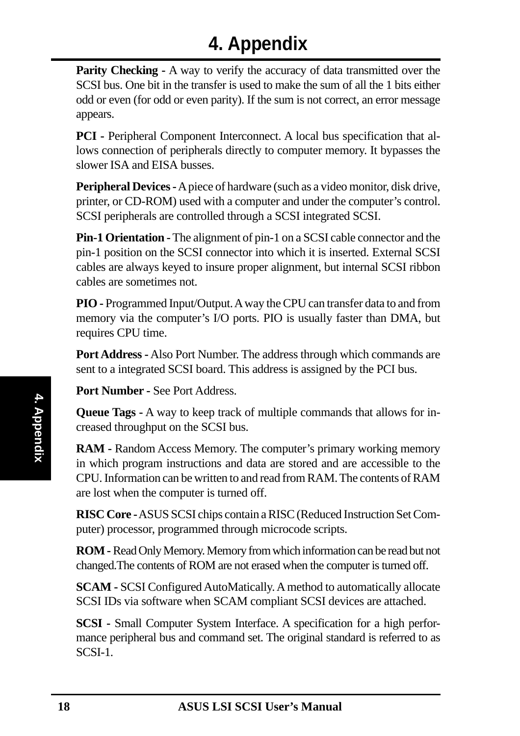**Parity Checking -** A way to verify the accuracy of data transmitted over the SCSI bus. One bit in the transfer is used to make the sum of all the 1 bits either odd or even (for odd or even parity). If the sum is not correct, an error message appears.

**PCI -** Peripheral Component Interconnect. A local bus specification that allows connection of peripherals directly to computer memory. It bypasses the slower ISA and EISA busses.

**Peripheral Devices -** A piece of hardware (such as a video monitor, disk drive, printer, or CD-ROM) used with a computer and under the computer's control. SCSI peripherals are controlled through a SCSI integrated SCSI.

**Pin-1 Orientation -** The alignment of pin-1 on a SCSI cable connector and the pin-1 position on the SCSI connector into which it is inserted. External SCSI cables are always keyed to insure proper alignment, but internal SCSI ribbon cables are sometimes not.

**PIO -** Programmed Input/Output. A way the CPU can transfer data to and from memory via the computer's I/O ports. PIO is usually faster than DMA, but requires CPU time.

**Port Address -** Also Port Number. The address through which commands are sent to a integrated SCSI board. This address is assigned by the PCI bus.

**Port Number -** See Port Address.

**Queue Tags -** A way to keep track of multiple commands that allows for increased throughput on the SCSI bus.

**RAM -** Random Access Memory. The computer's primary working memory in which program instructions and data are stored and are accessible to the CPU. Information can be written to and read from RAM. The contents of RAM are lost when the computer is turned off.

**RISC Core -** ASUS SCSI chips contain a RISC (Reduced Instruction Set Computer) processor, programmed through microcode scripts.

**ROM -** Read Only Memory. Memory from which information can be read but not changed.The contents of ROM are not erased when the computer is turned off.

**SCAM -** SCSI Configured AutoMatically. A method to automatically allocate SCSI IDs via software when SCAM compliant SCSI devices are attached.

**SCSI -** Small Computer System Interface. A specification for a high performance peripheral bus and command set. The original standard is referred to as SCSI-1.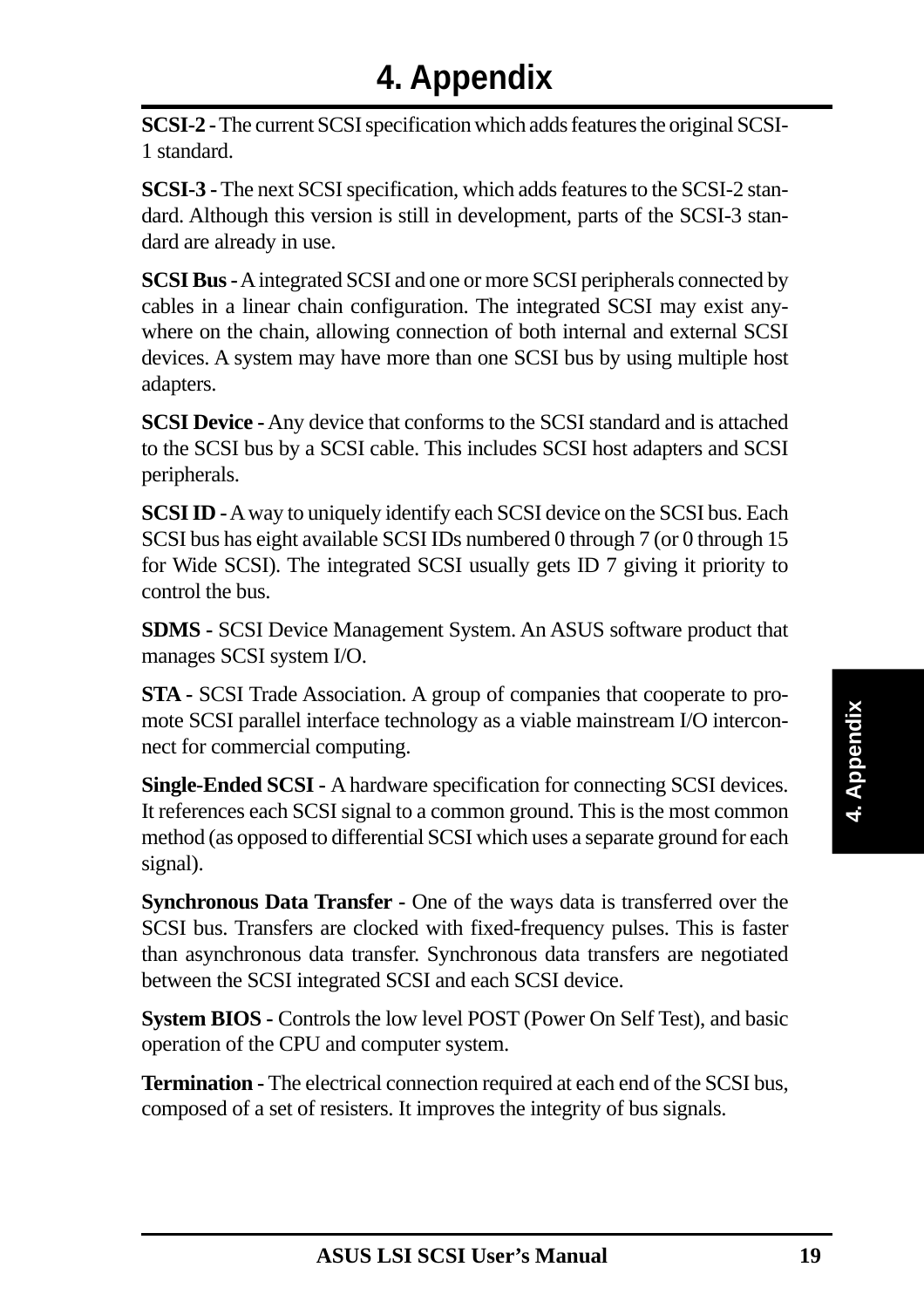# 4. Appendix

**SCSI-2 -** The current SCSI specification which adds features the original SCSI-1 standard.

**SCSI-3 -** The next SCSI specification, which adds features to the SCSI-2 standard. Although this version is still in development, parts of the SCSI-3 standard are already in use.

**SCSI Bus -** A integrated SCSI and one or more SCSI peripherals connected by cables in a linear chain configuration. The integrated SCSI may exist anywhere on the chain, allowing connection of both internal and external SCSI devices. A system may have more than one SCSI bus by using multiple host adapters.

**SCSI Device -** Any device that conforms to the SCSI standard and is attached to the SCSI bus by a SCSI cable. This includes SCSI host adapters and SCSI peripherals.

**SCSI ID -** A way to uniquely identify each SCSI device on the SCSI bus. Each SCSI bus has eight available SCSI IDs numbered 0 through 7 (or 0 through 15 for Wide SCSI). The integrated SCSI usually gets ID 7 giving it priority to control the bus.

**SDMS -** SCSI Device Management System. An ASUS software product that manages SCSI system I/O.

**STA -** SCSI Trade Association. A group of companies that cooperate to promote SCSI parallel interface technology as a viable mainstream I/O interconnect for commercial computing.

**Single-Ended SCSI -** A hardware specification for connecting SCSI devices. It references each SCSI signal to a common ground. This is the most common method (as opposed to differential SCSI which uses a separate ground for each signal).

**Synchronous Data Transfer -** One of the ways data is transferred over the SCSI bus. Transfers are clocked with fixed-frequency pulses. This is faster than asynchronous data transfer. Synchronous data transfers are negotiated between the SCSI integrated SCSI and each SCSI device.

**System BIOS -** Controls the low level POST (Power On Self Test), and basic operation of the CPU and computer system.

**Termination -** The electrical connection required at each end of the SCSI bus, composed of a set of resisters. It improves the integrity of bus signals.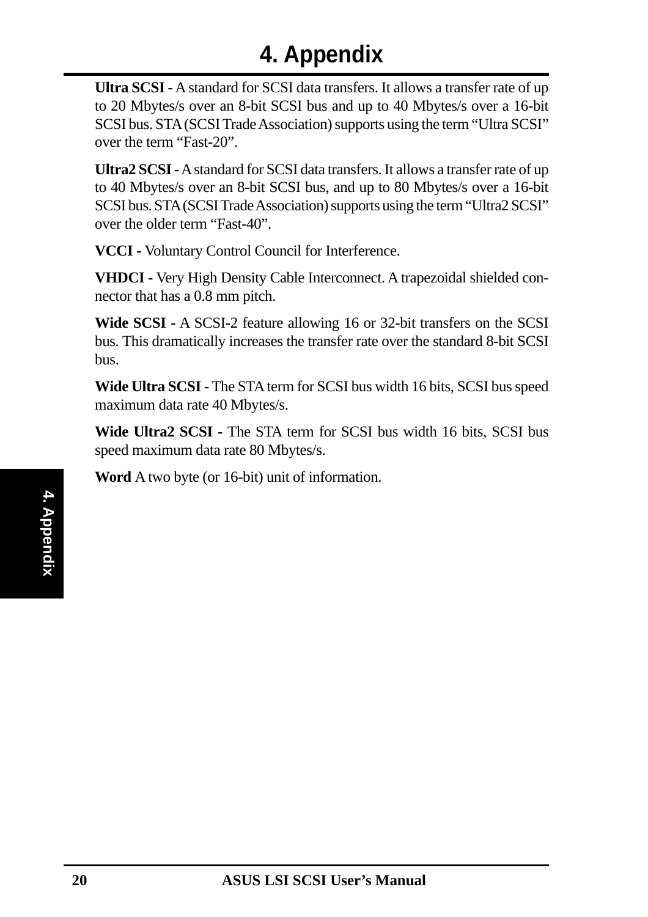**Ultra SCSI -** A standard for SCSI data transfers. It allows a transfer rate of up to 20 Mbytes/s over an 8-bit SCSI bus and up to 40 Mbytes/s over a 16-bit SCSI bus. STA (SCSI Trade Association) supports using the term “Ultra SCSI” over the term “Fast-20”.

**Ultra2 SCSI -** A standard for SCSI data transfers. It allows a transfer rate of up to 40 Mbytes/s over an 8-bit SCSI bus, and up to 80 Mbytes/s over a 16-bit SCSI bus. STA (SCSI Trade Association) supports using the term “Ultra2 SCSI” over the older term “Fast-40”.

**VCCI -** Voluntary Control Council for Interference.

**VHDCI -** Very High Density Cable Interconnect. A trapezoidal shielded connector that has a 0.8 mm pitch.

**Wide SCSI -** A SCSI-2 feature allowing 16 or 32-bit transfers on the SCSI bus. This dramatically increases the transfer rate over the standard 8-bit SCSI bus.

**Wide Ultra SCSI -** The STA term for SCSI bus width 16 bits, SCSI bus speed maximum data rate 40 Mbytes/s.

**Wide Ultra2 SCSI -** The STA term for SCSI bus width 16 bits, SCSI bus speed maximum data rate 80 Mbytes/s.

**Word** A two byte (or 16-bit) unit of information.